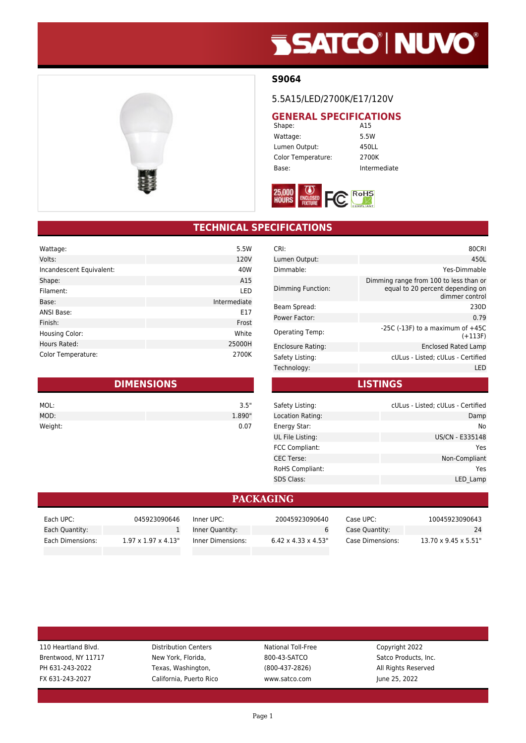SATCO | NUVO

# S9064

5.5A15/LED/2700K/E17/120V

## GENERAL SPECIFICATIONS

| | |
|---|---|
| Shape: | A15 |
| Wattage: | 5.5W |
| Lumen Output: | 450LL |
| Color Temperature: | 2700K |
| Base: | Intermediate |

25,000 HOURS | ENCLOSED FIXTURE | FC | RoHS COMPLIANT

## TECHNICAL SPECIFICATIONS

| | |
|---|---|
| Wattage: | 5.5W |
| Volts: | 120V |
| Incandescent Equivalent: | 40W |
| Shape: | A15 |
| Filament: | LED |
| Base: | Intermediate |
| ANSI Base: | E17 |
| Finish: | Frost |
| Housing Color: | White |
| Hours Rated: | 25000H |
| Color Temperature: | 2700K |

| | |
|---|---|
| CRI: | 80CRI |
| Lumen Output: | 450L |
| Dimmable: | Yes-Dimmable |
| Dimming Function: | Dimming range from 100 to less than or equal to 20 percent depending on dimmer control |
| Beam Spread: | 230D |
| Power Factor: | 0.79 |
| Operating Temp: | -25C (-13F) to a maximum of +45C (+113F) |
| Enclosure Rating: | Enclosed Rated Lamp |
| Safety Listing: | cULus - Listed; cULus - Certified |
| Technology: | LED |

## DIMENSIONS

| | |
|---|---|
| MOL: | 3.5" |
| MOD: | 1.890" |
| Weight: | 0.07 |

## LISTINGS

| | |
|---|---|
| Safety Listing: | cULus - Listed; cULus - Certified |
| Location Rating: | Damp |
| Energy Star: | No |
| UL File Listing: | US/CN - E335148 |
| FCC Compliant: | Yes |
| CEC Terse: | Non-Compliant |
| RoHS Compliant: | Yes |
| SDS Class: | LED_Lamp |

## PACKAGING

| | |
|---|---|
| Each UPC: | 045923090646 |
| Each Quantity: | 1 |
| Each Dimensions: | 1.97 x 1.97 x 4.13" |

| | |
|---|---|
| Inner UPC: | 20045923090640 |
| Inner Quantity: | 6 |
| Inner Dimensions: | 6.42 x 4.33 x 4.53" |

| | |
|---|---|
| Case UPC: | 10045923090643 |
| Case Quantity: | 24 |
| Case Dimensions: | 13.70 x 9.45 x 5.51" |

110 Heartland Blvd.
Brentwood, NY 11717
PH 631-243-2022
FX 631-243-2027

Distribution Centers
New York, Florida,
Texas, Washington,
California, Puerto Rico

National Toll-Free
800-43-SATCO
(800-437-2826)
www.satco.com

Copyright 2022
Satco Products, Inc.
All Rights Reserved
June 25, 2022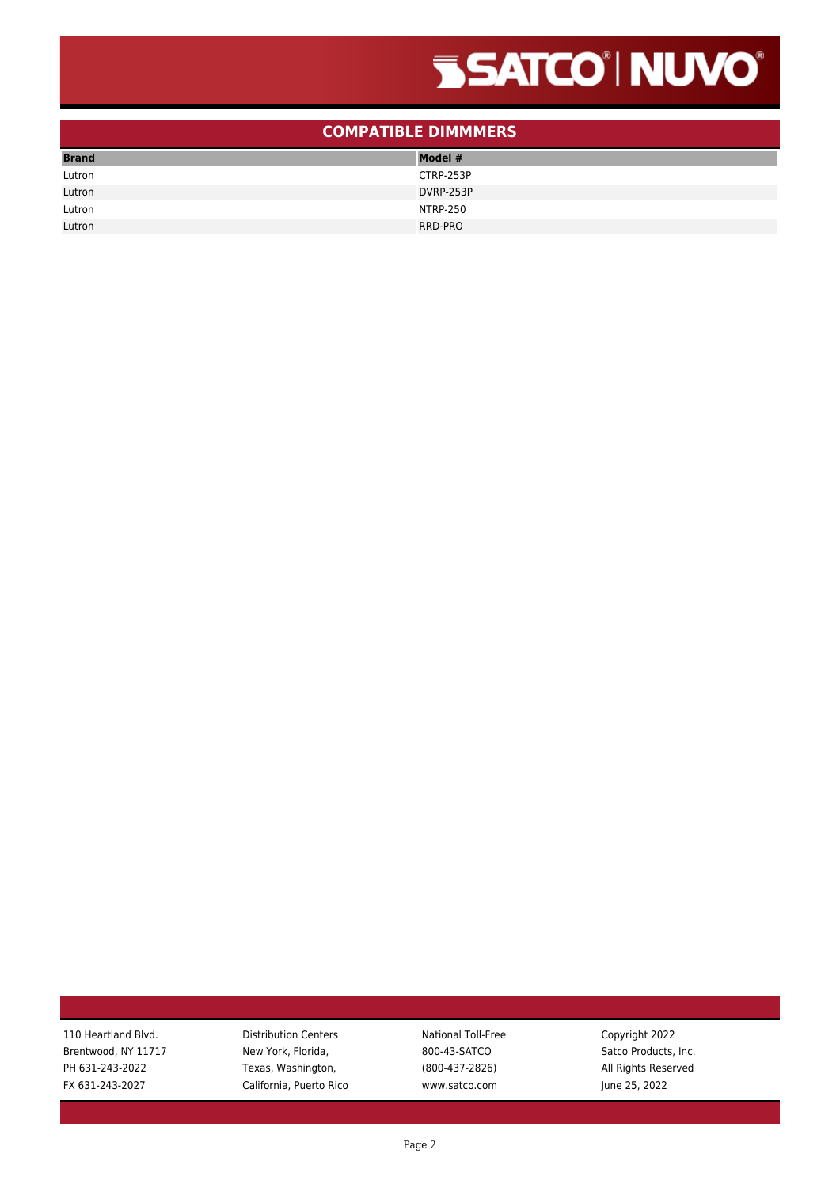## COMPATIBLE DIMMMERS

| Brand | Model # |
|---|---|
| Lutron | CTRP-253P |
| Lutron | DVRP-253P |
| Lutron | NTRP-250 |
| Lutron | RRD-PRO |

110 Heartland Blvd.
Brentwood, NY 11717
PH 631-243-2022
FX 631-243-2027

Distribution Centers
New York, Florida,
Texas, Washington,
California, Puerto Rico

National Toll-Free
800-43-SATCO
(800-437-2826)
www.satco.com

Copyright 2022
Satco Products, Inc.
All Rights Reserved
June 25, 2022